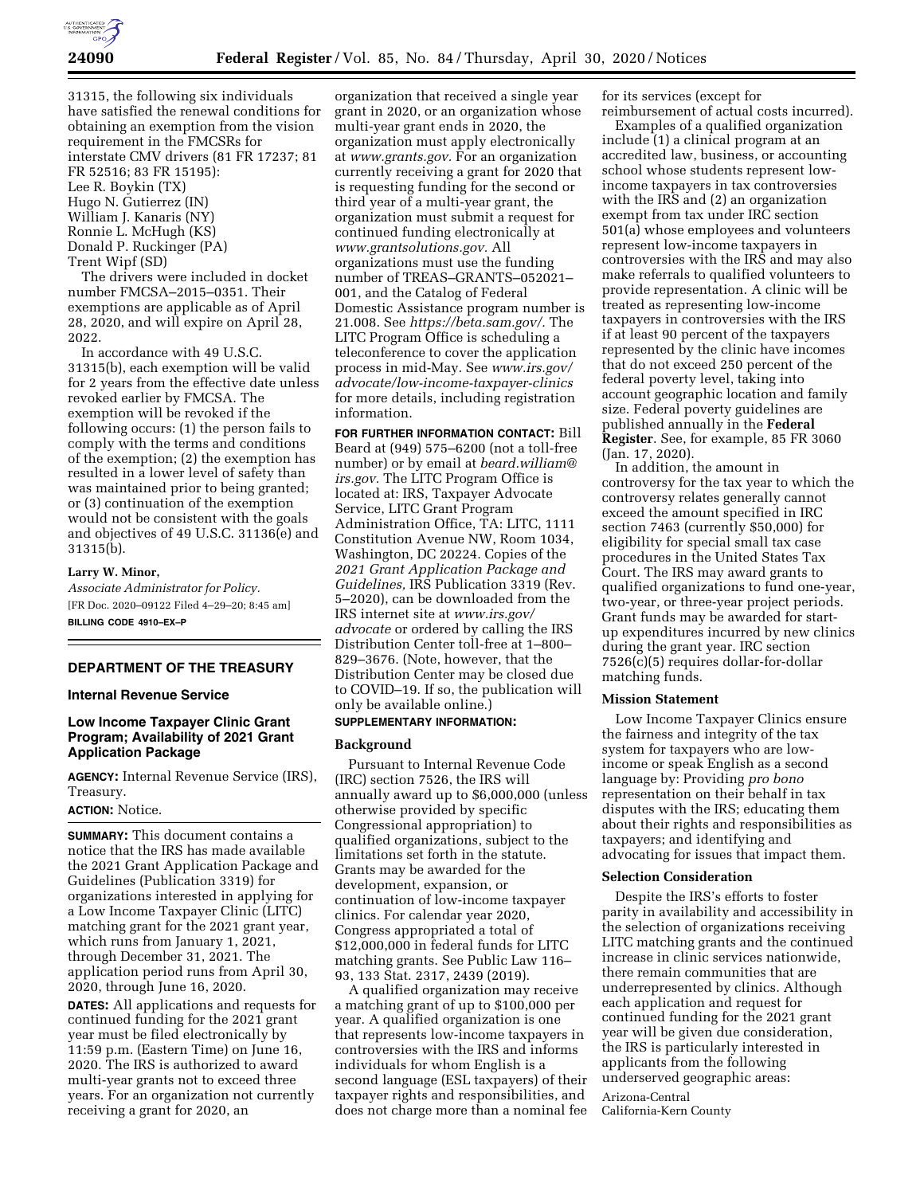31315, the following six individuals have satisfied the renewal conditions for obtaining an exemption from the vision requirement in the FMCSRs for interstate CMV drivers (81 FR 17237; 81 FR 52516; 83 FR 15195):

Lee R. Boykin (TX)
Hugo N. Gutierrez (IN)
William J. Kanaris (NY)
Ronnie L. McHugh (KS)
Donald P. Ruckinger (PA)
Trent Wipf (SD)

The drivers were included in docket number FMCSA–2015–0351. Their exemptions are applicable as of April 28, 2020, and will expire on April 28, 2022.

In accordance with 49 U.S.C. 31315(b), each exemption will be valid for 2 years from the effective date unless revoked earlier by FMCSA. The exemption will be revoked if the following occurs: (1) the person fails to comply with the terms and conditions of the exemption; (2) the exemption has resulted in a lower level of safety than was maintained prior to being granted; or (3) continuation of the exemption would not be consistent with the goals and objectives of 49 U.S.C. 31136(e) and 31315(b).

**Larry W. Minor,**

*Associate Administrator for Policy.*

[FR Doc. 2020–09122 Filed 4–29–20; 8:45 am]

**BILLING CODE 4910–EX–P**

## DEPARTMENT OF THE TREASURY

### Internal Revenue Service

### Low Income Taxpayer Clinic Grant Program; Availability of 2021 Grant Application Package

**AGENCY:** Internal Revenue Service (IRS), Treasury.

**ACTION:** Notice.

**SUMMARY:** This document contains a notice that the IRS has made available the 2021 Grant Application Package and Guidelines (Publication 3319) for organizations interested in applying for a Low Income Taxpayer Clinic (LITC) matching grant for the 2021 grant year, which runs from January 1, 2021, through December 31, 2021. The application period runs from April 30, 2020, through June 16, 2020.

**DATES:** All applications and requests for continued funding for the 2021 grant year must be filed electronically by 11:59 p.m. (Eastern Time) on June 16, 2020. The IRS is authorized to award multi-year grants not to exceed three years. For an organization not currently receiving a grant for 2020, an organization that received a single year grant in 2020, or an organization whose multi-year grant ends in 2020, the organization must apply electronically at *www.grants.gov.* For an organization currently receiving a grant for 2020 that is requesting funding for the second or third year of a multi-year grant, the organization must submit a request for continued funding electronically at *www.grantsolutions.gov.* All organizations must use the funding number of TREAS–GRANTS–052021–001, and the Catalog of Federal Domestic Assistance program number is 21.008. See *https://beta.sam.gov/.* The LITC Program Office is scheduling a teleconference to cover the application process in mid-May. See *www.irs.gov/advocate/low-income-taxpayer-clinics* for more details, including registration information.

**FOR FURTHER INFORMATION CONTACT:** Bill Beard at (949) 575–6200 (not a toll-free number) or by email at *beard.william@irs.gov.* The LITC Program Office is located at: IRS, Taxpayer Advocate Service, LITC Grant Program Administration Office, TA: LITC, 1111 Constitution Avenue NW, Room 1034, Washington, DC 20224. Copies of the *2021 Grant Application Package and Guidelines,* IRS Publication 3319 (Rev. 5–2020), can be downloaded from the IRS internet site at *www.irs.gov/advocate* or ordered by calling the IRS Distribution Center toll-free at 1–800–829–3676. (Note, however, that the Distribution Center may be closed due to COVID–19. If so, the publication will only be available online.)

**SUPPLEMENTARY INFORMATION:**

#### Background

Pursuant to Internal Revenue Code (IRC) section 7526, the IRS will annually award up to $6,000,000 (unless otherwise provided by specific Congressional appropriation) to qualified organizations, subject to the limitations set forth in the statute. Grants may be awarded for the development, expansion, or continuation of low-income taxpayer clinics. For calendar year 2020, Congress appropriated a total of $12,000,000 in federal funds for LITC matching grants. See Public Law 116–93, 133 Stat. 2317, 2439 (2019).

A qualified organization may receive a matching grant of up to $100,000 per year. A qualified organization is one that represents low-income taxpayers in controversies with the IRS and informs individuals for whom English is a second language (ESL taxpayers) of their taxpayer rights and responsibilities, and does not charge more than a nominal fee for its services (except for reimbursement of actual costs incurred).

Examples of a qualified organization include (1) a clinical program at an accredited law, business, or accounting school whose students represent low-income taxpayers in tax controversies with the IRS and (2) an organization exempt from tax under IRC section 501(a) whose employees and volunteers represent low-income taxpayers in controversies with the IRS and may also make referrals to qualified volunteers to provide representation. A clinic will be treated as representing low-income taxpayers in controversies with the IRS if at least 90 percent of the taxpayers represented by the clinic have incomes that do not exceed 250 percent of the federal poverty level, taking into account geographic location and family size. Federal poverty guidelines are published annually in the **Federal Register**. See, for example, 85 FR 3060 (Jan. 17, 2020).

In addition, the amount in controversy for the tax year to which the controversy relates generally cannot exceed the amount specified in IRC section 7463 (currently $50,000) for eligibility for special small tax case procedures in the United States Tax Court. The IRS may award grants to qualified organizations to fund one-year, two-year, or three-year project periods. Grant funds may be awarded for start-up expenditures incurred by new clinics during the grant year. IRC section 7526(c)(5) requires dollar-for-dollar matching funds.

#### Mission Statement

Low Income Taxpayer Clinics ensure the fairness and integrity of the tax system for taxpayers who are low-income or speak English as a second language by: Providing *pro bono* representation on their behalf in tax disputes with the IRS; educating them about their rights and responsibilities as taxpayers; and identifying and advocating for issues that impact them.

#### Selection Consideration

Despite the IRS's efforts to foster parity in availability and accessibility in the selection of organizations receiving LITC matching grants and the continued increase in clinic services nationwide, there remain communities that are underrepresented by clinics. Although each application and request for continued funding for the 2021 grant year will be given due consideration, the IRS is particularly interested in applicants from the following underserved geographic areas:

Arizona-Central
California-Kern County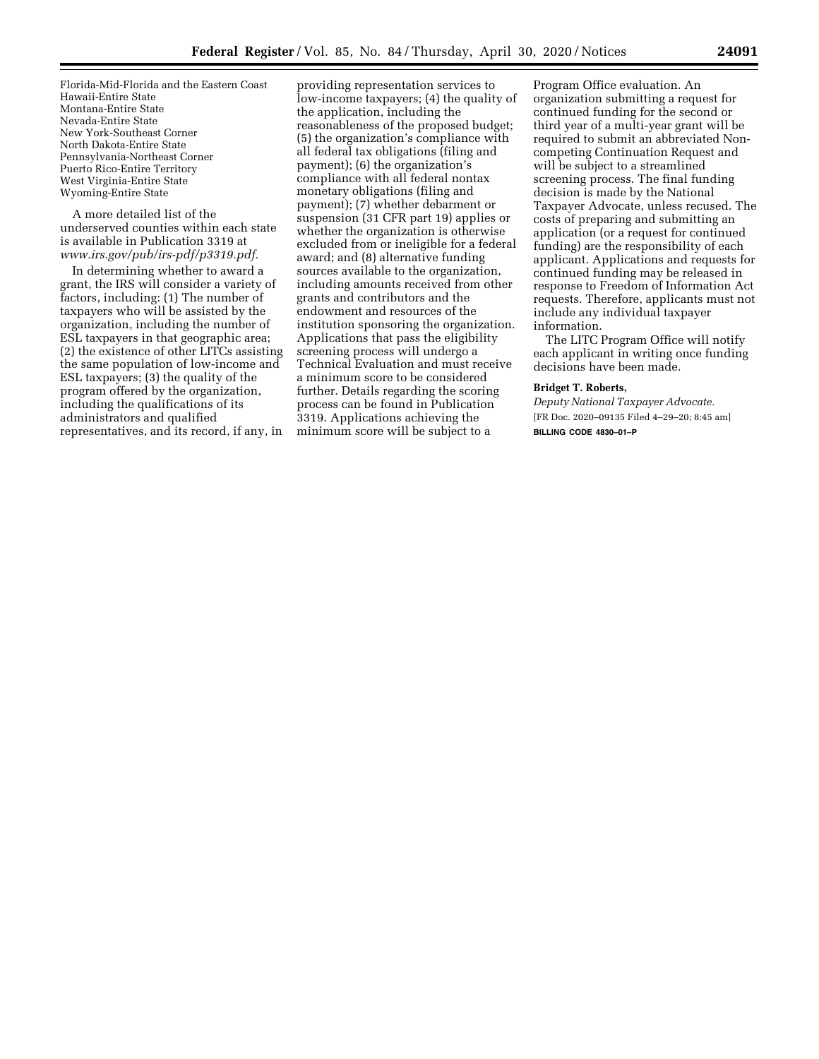Florida-Mid-Florida and the Eastern Coast
Hawaii-Entire State
Montana-Entire State
Nevada-Entire State
New York-Southeast Corner
North Dakota-Entire State
Pennsylvania-Northeast Corner
Puerto Rico-Entire Territory
West Virginia-Entire State
Wyoming-Entire State

A more detailed list of the underserved counties within each state is available in Publication 3319 at *www.irs.gov/pub/irs-pdf/p3319.pdf.*

In determining whether to award a grant, the IRS will consider a variety of factors, including: (1) The number of taxpayers who will be assisted by the organization, including the number of ESL taxpayers in that geographic area; (2) the existence of other LITCs assisting the same population of low-income and ESL taxpayers; (3) the quality of the program offered by the organization, including the qualifications of its administrators and qualified representatives, and its record, if any, in providing representation services to low-income taxpayers; (4) the quality of the application, including the reasonableness of the proposed budget; (5) the organization's compliance with all federal tax obligations (filing and payment); (6) the organization's compliance with all federal nontax monetary obligations (filing and payment); (7) whether debarment or suspension (31 CFR part 19) applies or whether the organization is otherwise excluded from or ineligible for a federal award; and (8) alternative funding sources available to the organization, including amounts received from other grants and contributors and the endowment and resources of the institution sponsoring the organization. Applications that pass the eligibility screening process will undergo a Technical Evaluation and must receive a minimum score to be considered further. Details regarding the scoring process can be found in Publication 3319. Applications achieving the minimum score will be subject to a Program Office evaluation. An organization submitting a request for continued funding for the second or third year of a multi-year grant will be required to submit an abbreviated Non-competing Continuation Request and will be subject to a streamlined screening process. The final funding decision is made by the National Taxpayer Advocate, unless recused. The costs of preparing and submitting an application (or a request for continued funding) are the responsibility of each applicant. Applications and requests for continued funding may be released in response to Freedom of Information Act requests. Therefore, applicants must not include any individual taxpayer information.

The LITC Program Office will notify each applicant in writing once funding decisions have been made.

**Bridget T. Roberts,**

*Deputy National Taxpayer Advocate.*

[FR Doc. 2020–09135 Filed 4–29–20; 8:45 am]

**BILLING CODE 4830–01–P**